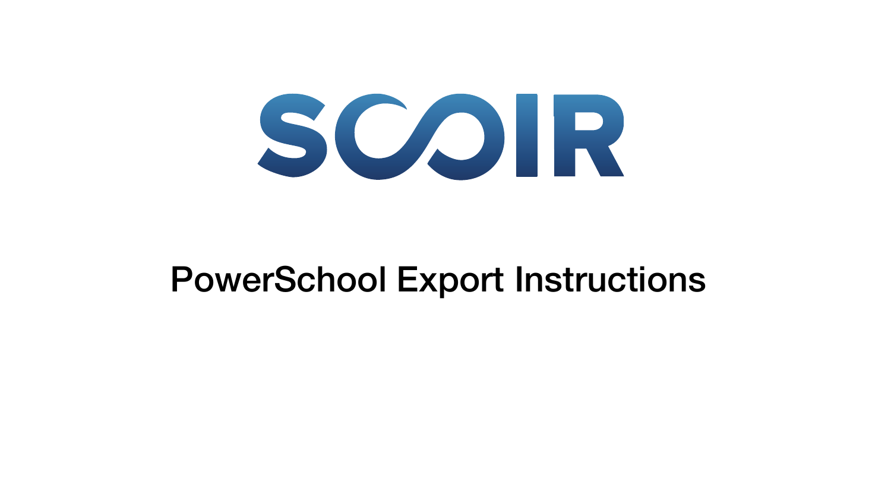# SCOIR

## PowerSchool Export Instructions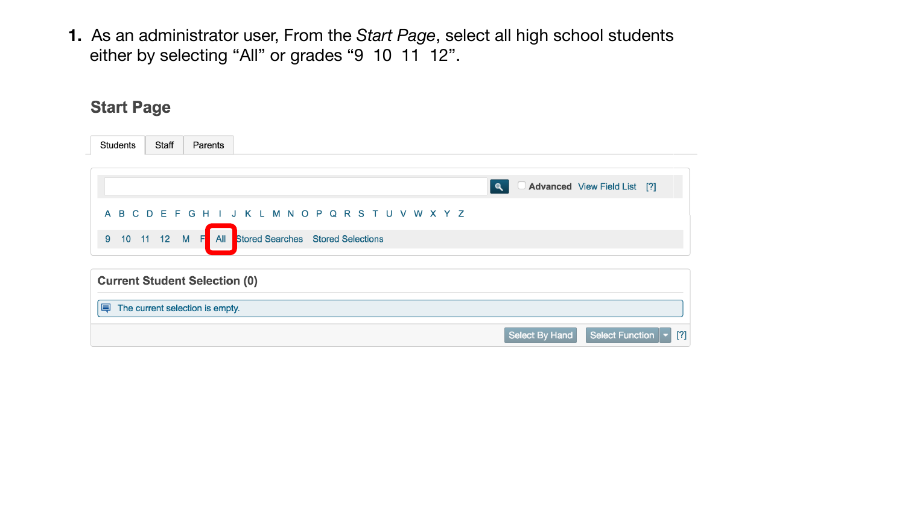1. As an administrator user, From the *Start Page*, select all high school students either by selecting "All" or grades "9  10  11  12".

## Start Page

Students | Staff | Parents

Advanced  View Field List  [?]

A B C D E F G H I J K L M N O P Q R S T U V W X Y Z

9  10  11  12  M  F  All  Stored Searches  Stored Selections

**Current Student Selection (0)**

The current selection is empty.

Select By Hand  Select Function  [?]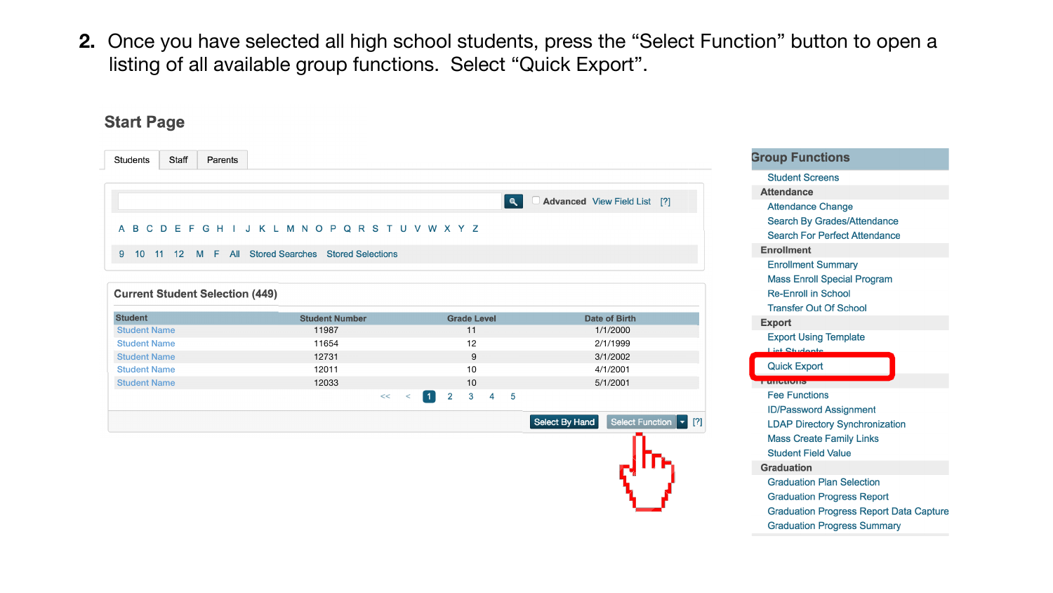2. Once you have selected all high school students, press the "Select Function" button to open a listing of all available group functions. Select "Quick Export".

## Start Page

Students | Staff | Parents

Advanced View Field List [?]

A B C D E F G H I J K L M N O P Q R S T U V W X Y Z

9 10 11 12 M F All Stored Searches Stored Selections

### Current Student Selection (449)

| Student | Student Number | Grade Level | Date of Birth |
|---|---|---|---|
| Student Name | 11987 | 11 | 1/1/2000 |
| Student Name | 11654 | 12 | 2/1/1999 |
| Student Name | 12731 | 9 | 3/1/2002 |
| Student Name | 12011 | 10 | 4/1/2001 |
| Student Name | 12033 | 10 | 5/1/2001 |

<< < 1 2 3 4 5

Select By Hand | Select Function [?]

### Group Functions

Student Screens

**Attendance**

- Attendance Change
- Search By Grades/Attendance
- Search For Perfect Attendance

**Enrollment**

- Enrollment Summary
- Mass Enroll Special Program
- Re-Enroll in School
- Transfer Out Of School

**Export**

- Export Using Template
- List Students
- Quick Export

**Functions**

- Fee Functions
- ID/Password Assignment
- LDAP Directory Synchronization
- Mass Create Family Links
- Student Field Value

**Graduation**

- Graduation Plan Selection
- Graduation Progress Report
- Graduation Progress Report Data Capture
- Graduation Progress Summary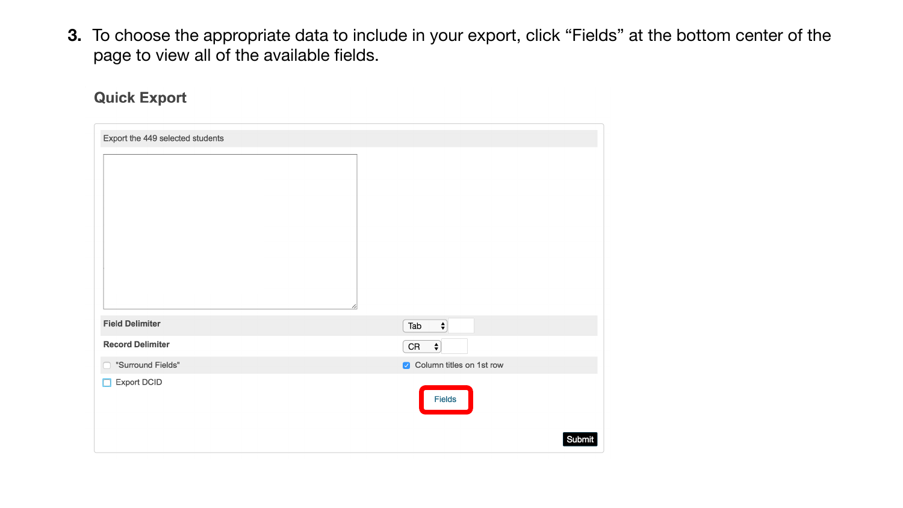3. To choose the appropriate data to include in your export, click "Fields" at the bottom center of the page to view all of the available fields.

### Quick Export

Export the 449 selected students

| | |
|---|---|
| **Field Delimiter** | Tab |
| **Record Delimiter** | CR |
| "Surround Fields" | Column titles on 1st row |
| Export DCID | |

Fields

Submit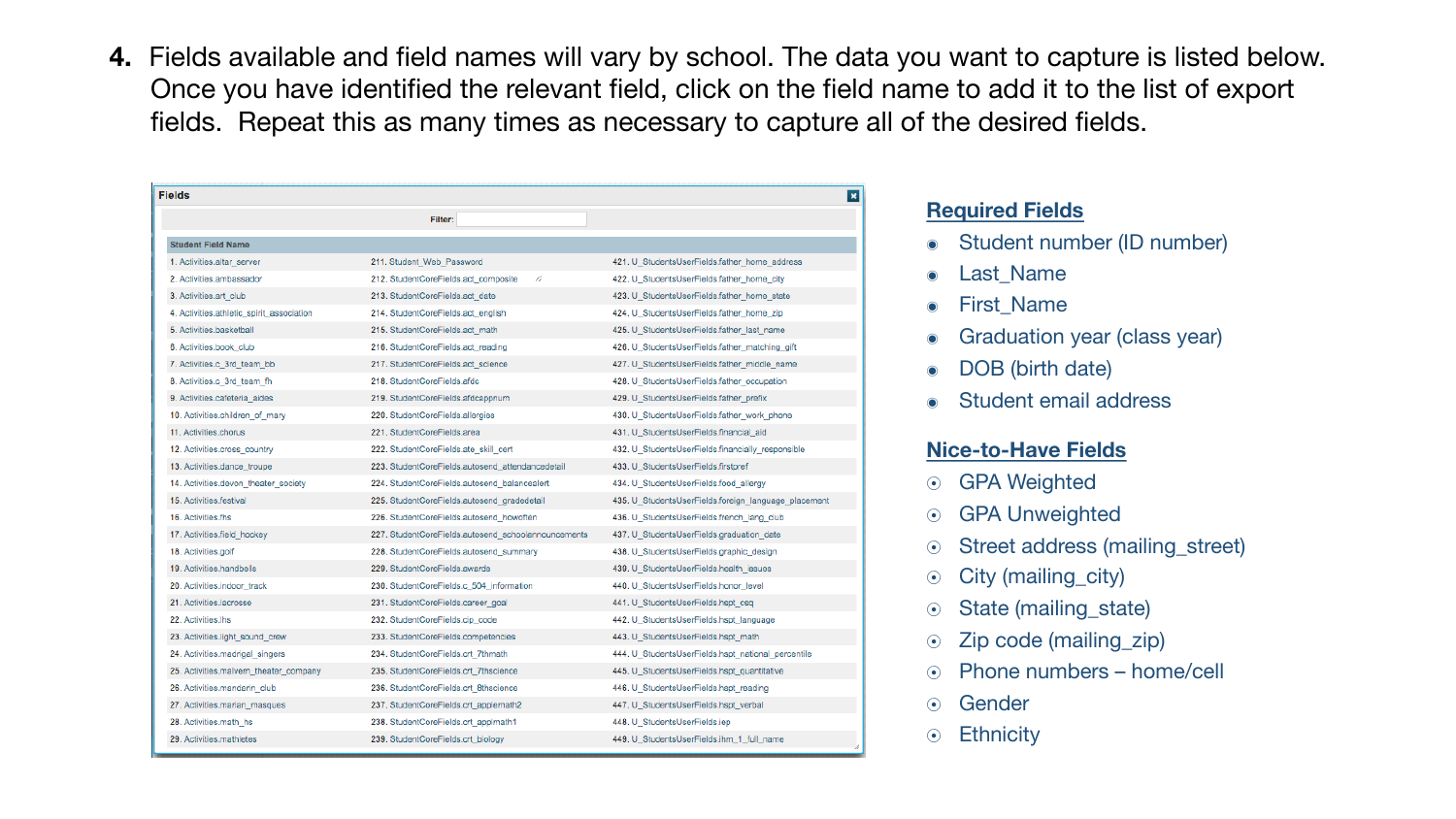4. Fields available and field names will vary by school. The data you want to capture is listed below. Once you have identified the relevant field, click on the field name to add it to the list of export fields. Repeat this as many times as necessary to capture all of the desired fields.

**Fields**

Filter:

| Student Field Name | | |
|---|---|---|
| 1. Activities.altar_server | 211. Student_Web_Password | 421. U_StudentsUserFields.father_home_address |
| 2. Activities.ambassador | 212. StudentCoreFields.act_composite | 422. U_StudentsUserFields.father_home_city |
| 3. Activities.art_club | 213. StudentCoreFields.act_date | 423. U_StudentsUserFields.father_home_state |
| 4. Activities.athletic_spirit_association | 214. StudentCoreFields.act_english | 424. U_StudentsUserFields.father_home_zip |
| 5. Activities.basketball | 215. StudentCoreFields.act_math | 425. U_StudentsUserFields.father_last_name |
| 6. Activities.book_club | 216. StudentCoreFields.act_reading | 426. U_StudentsUserFields.father_matching_gift |
| 7. Activities.c_3rd_team_bb | 217. StudentCoreFields.act_science | 427. U_StudentsUserFields.father_middle_name |
| 8. Activities.c_3rd_team_fh | 218. StudentCoreFields.afdc | 428. U_StudentsUserFields.father_occupation |
| 9. Activities.cafeteria_aides | 219. StudentCoreFields.afdcapprnum | 429. U_StudentsUserFields.father_prefix |
| 10. Activities.children_of_mary | 220. StudentCoreFields.allergies | 430. U_StudentsUserFields.father_work_phone |
| 11. Activities.chorus | 221. StudentCoreFields.area | 431. U_StudentsUserFields.financial_aid |
| 12. Activities.cross_country | 222. StudentCoreFields.ate_skill_cert | 432. U_StudentsUserFields.financially_responsible |
| 13. Activities.dance_troupe | 223. StudentCoreFields.autosend_attendancedetail | 433. U_StudentsUserFields.firstpref |
| 14. Activities.devon_theater_society | 224. StudentCoreFields.autosend_balancealert | 434. U_StudentsUserFields.food_allergy |
| 15. Activities.festival | 225. StudentCoreFields.autosend_gradedetail | 435. U_StudentsUserFields.foreign_language_placement |
| 16. Activities.fhs | 226. StudentCoreFields.autosend_howoften | 436. U_StudentsUserFields.french_lang_club |
| 17. Activities.field_hockey | 227. StudentCoreFields.autosend_schoolannouncements | 437. U_StudentsUserFields.graduation_date |
| 18. Activities.golf | 228. StudentCoreFields.autosend_summary | 438. U_StudentsUserFields.graphic_design |
| 19. Activities.handbells | 229. StudentCoreFields.awards | 439. U_StudentsUserFields.health_issues |
| 20. Activities.indoor_track | 230. StudentCoreFields.c_504_information | 440. U_StudentsUserFields.honor_level |
| 21. Activities.lacrosse | 231. StudentCoreFields.career_goal | 441. U_StudentsUserFields.hspt_ceq |
| 22. Activities.lhs | 232. StudentCoreFields.cip_code | 442. U_StudentsUserFields.hspt_language |
| 23. Activities.light_sound_crew | 233. StudentCoreFields.competencies | 443. U_StudentsUserFields.hspt_math |
| 24. Activities.madrigal_singers | 234. StudentCoreFields.crt_7thmath | 444. U_StudentsUserFields.hspt_national_percentile |
| 25. Activities.malvern_theater_company | 235. StudentCoreFields.crt_7thscience | 445. U_StudentsUserFields.hspt_quantitative |
| 26. Activities.mandarin_club | 236. StudentCoreFields.crt_8thscience | 446. U_StudentsUserFields.hspt_reading |
| 27. Activities.marian_masques | 237. StudentCoreFields.crt_applmath2 | 447. U_StudentsUserFields.hspt_verbal |
| 28. Activities.math_hs | 238. StudentCoreFields.crt_applmath1 | 448. U_StudentsUserFields.iep |
| 29. Activities.mathletes | 239. StudentCoreFields.crt_biology | 449. U_StudentsUserFields.ihm_1_full_name |

## Required Fields

- Student number (ID number)
- Last_Name
- First_Name
- Graduation year (class year)
- DOB (birth date)
- Student email address

## Nice-to-Have Fields

- GPA Weighted
- GPA Unweighted
- Street address (mailing_street)
- City (mailing_city)
- State (mailing_state)
- Zip code (mailing_zip)
- Phone numbers – home/cell
- Gender
- Ethnicity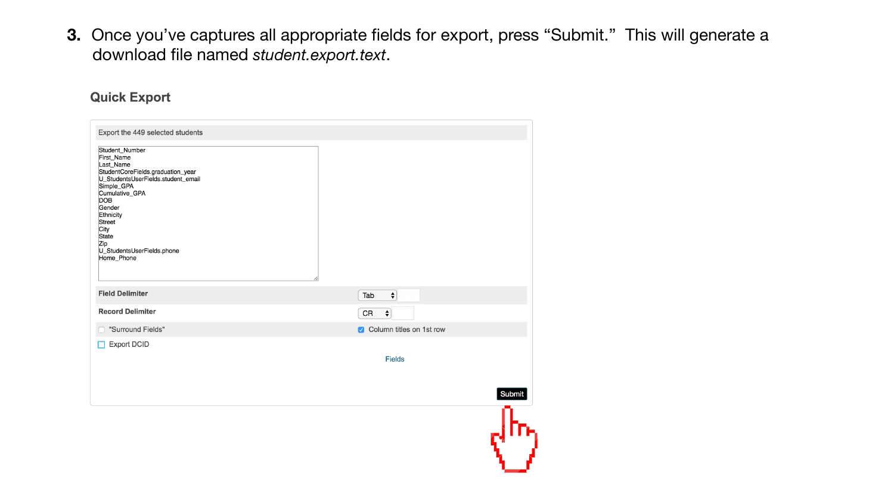3. Once you've captures all appropriate fields for export, press "Submit." This will generate a download file named *student.export.text*.

## Quick Export

Export the 449 selected students

```
Student_Number
First_Name
Last_Name
StudentCoreFields.graduation_year
U_StudentsUserFields.student_email
Simple_GPA
Cumulative_GPA
DOB
Gender
Ethnicity
Street
City
State
Zip
U_StudentsUserFields.phone
Home_Phone
```

| | |
|---|---|
| **Field Delimiter** | Tab |
| **Record Delimiter** | CR |
| "Surround Fields" | Column titles on 1st row |
| Export DCID | |

Fields

Submit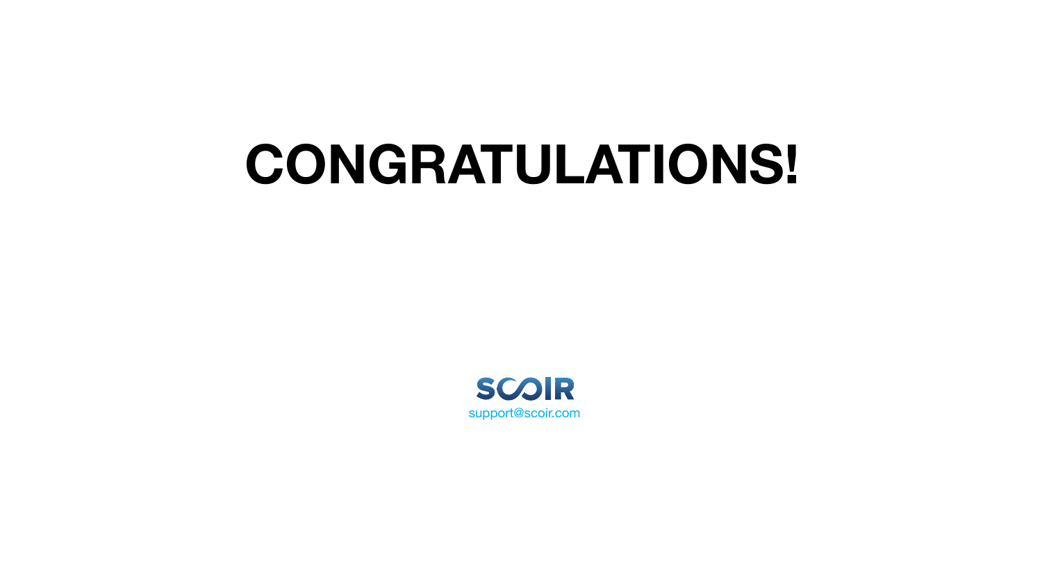# CONGRATULATIONS!

SCOIR

support@scoir.com